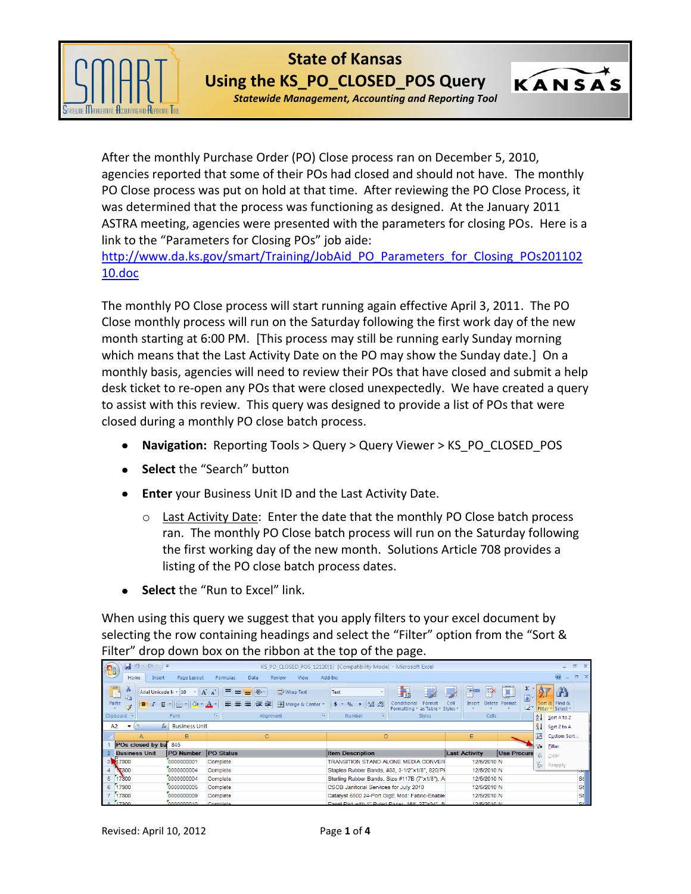# State of Kansas

## Using the KS_PO_CLOSED_POS Query

*Statewide Management, Accounting and Reporting Tool*

After the monthly Purchase Order (PO) Close process ran on December 5, 2010, agencies reported that some of their POs had closed and should not have. The monthly PO Close process was put on hold at that time. After reviewing the PO Close Process, it was determined that the process was functioning as designed. At the January 2011 ASTRA meeting, agencies were presented with the parameters for closing POs. Here is a link to the "Parameters for Closing POs" job aide: http://www.da.ks.gov/smart/Training/JobAid_PO_Parameters_for_Closing_POs20110210.doc

The monthly PO Close process will start running again effective April 3, 2011. The PO Close monthly process will run on the Saturday following the first work day of the new month starting at 6:00 PM. [This process may still be running early Sunday morning which means that the Last Activity Date on the PO may show the Sunday date.] On a monthly basis, agencies will need to review their POs that have closed and submit a help desk ticket to re-open any POs that were closed unexpectedly. We have created a query to assist with this review. This query was designed to provide a list of POs that were closed during a monthly PO close batch process.

- **Navigation:** Reporting Tools > Query > Query Viewer > KS_PO_CLOSED_POS
- **Select** the "Search" button
- **Enter** your Business Unit ID and the Last Activity Date.
  - Last Activity Date: Enter the date that the monthly PO Close batch process ran. The monthly PO Close batch process will run on the Saturday following the first working day of the new month. Solutions Article 708 provides a listing of the PO close batch process dates.
- **Select** the "Run to Excel" link.

When using this query we suggest that you apply filters to your excel document by selecting the row containing headings and select the "Filter" option from the "Sort & Filter" drop down box on the ribbon at the top of the page.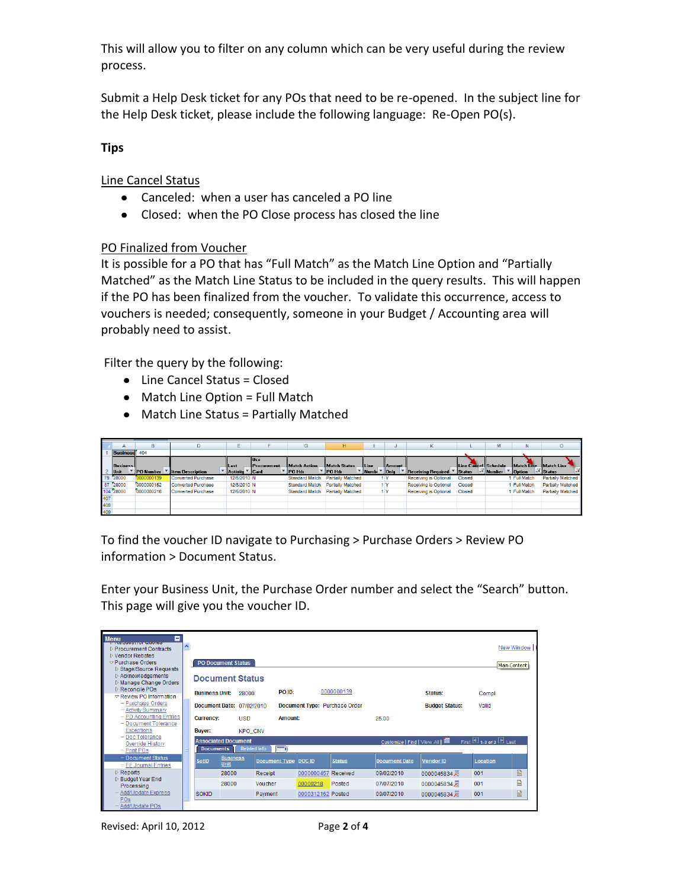This will allow you to filter on any column which can be very useful during the review process.

Submit a Help Desk ticket for any POs that need to be re-opened. In the subject line for the Help Desk ticket, please include the following language: Re-Open PO(s).

**Tips**

<u>Line Cancel Status</u>

- Canceled: when a user has canceled a PO line
- Closed: when the PO Close process has closed the line

<u>PO Finalized from Voucher</u>

It is possible for a PO that has "Full Match" as the Match Line Option and "Partially Matched" as the Match Line Status to be included in the query results. This will happen if the PO has been finalized from the voucher. To validate this occurrence, access to vouchers is needed; consequently, someone in your Budget / Accounting area will probably need to assist.

Filter the query by the following:

- Line Cancel Status = Closed
- Match Line Option = Full Match
- Match Line Status = Partially Matched

| Business Unit | PO Number | Item Description | Last Activity | Use Procurement Card | Match Action PO Hdr | Match Status PO Hdr | Line Numb | Amount Only | Receiving Required | Line Cancel Status | Schedule Number | Match Line Option | Match Line Status |
|---|---|---|---|---|---|---|---|---|---|---|---|---|---|
| 28000 | 0000000139 | Converted Purchase | 12/5/2010 | N | Standard Match | Partially Matched | 1 | Y | Receiving is Optional | Closed | 1 | Full Match | Partially Matched |
| 28000 | 0000000162 | Converted Purchase | 12/5/2010 | N | Standard Match | Partially Matched | 1 | Y | Receiving is Optional | Closed | 1 | Full Match | Partially Matched |
| 28000 | 0000000216 | Converted Purchase | 12/5/2010 | N | Standard Match | Partially Matched | 1 | Y | Receiving is Optional | Closed | 1 | Full Match | Partially Matched |

To find the voucher ID navigate to Purchasing > Purchase Orders > Review PO information > Document Status.

Enter your Business Unit, the Purchase Order number and select the "Search" button. This page will give you the voucher ID.

**Document Status**

Business Unit: 28000 PO ID: 0000000139 Status: Compl

Document Date: 07/02/2010 Document Type: Purchase Order Budget Status: Valid

Currency: USD Amount: 25.00

Buyer: KPO_CNV

| SetID | Business Unit | Document Type | DOC ID | Status | Document Date | Vendor ID | Location |
|---|---|---|---|---|---|---|---|
| | 28000 | Receipt | 0000000457 | Received | 09/02/2010 | 0000045834 | 001 |
| | 28000 | Voucher | 00000218 | Posted | 07/07/2010 | 0000045834 | 001 |
| SOKID | | Payment | 0000312162 | Posted | 09/07/2010 | 0000045834 | 001 |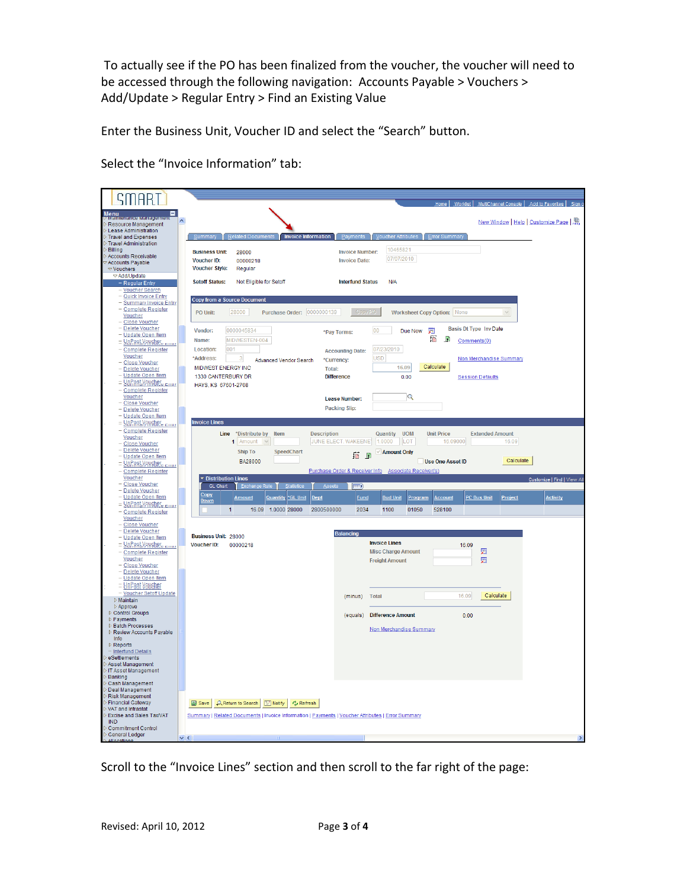To actually see if the PO has been finalized from the voucher, the voucher will need to be accessed through the following navigation: Accounts Payable > Vouchers > Add/Update > Regular Entry > Find an Existing Value

Enter the Business Unit, Voucher ID and select the "Search" button.

Select the "Invoice Information" tab:

Scroll to the "Invoice Lines" section and then scroll to the far right of the page: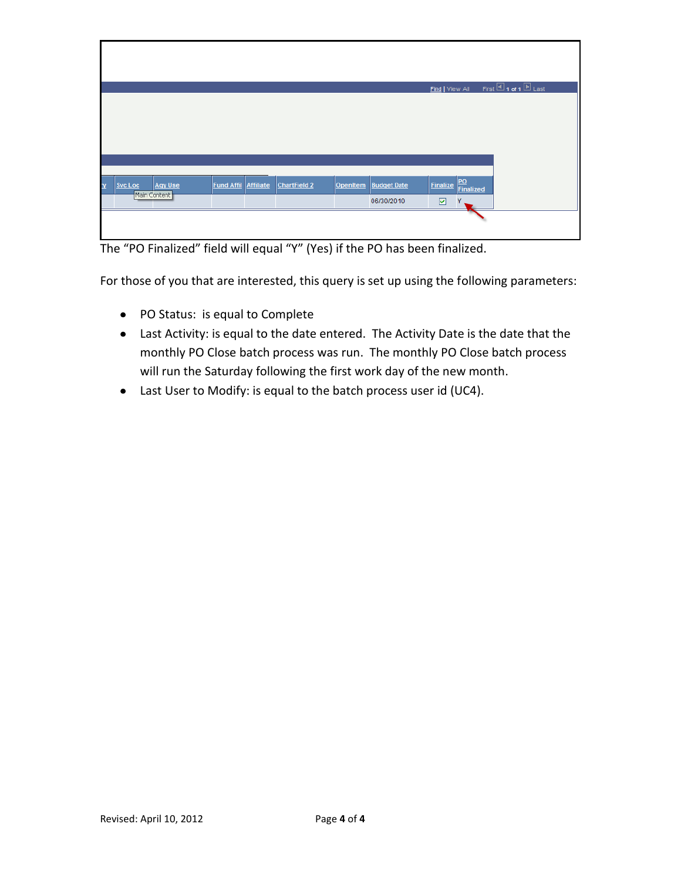The "PO Finalized" field will equal "Y" (Yes) if the PO has been finalized.

For those of you that are interested, this query is set up using the following parameters:

- PO Status: is equal to Complete
- Last Activity: is equal to the date entered. The Activity Date is the date that the monthly PO Close batch process was run. The monthly PO Close batch process will run the Saturday following the first work day of the new month.
- Last User to Modify: is equal to the batch process user id (UC4).

Revised: April 10, 2012